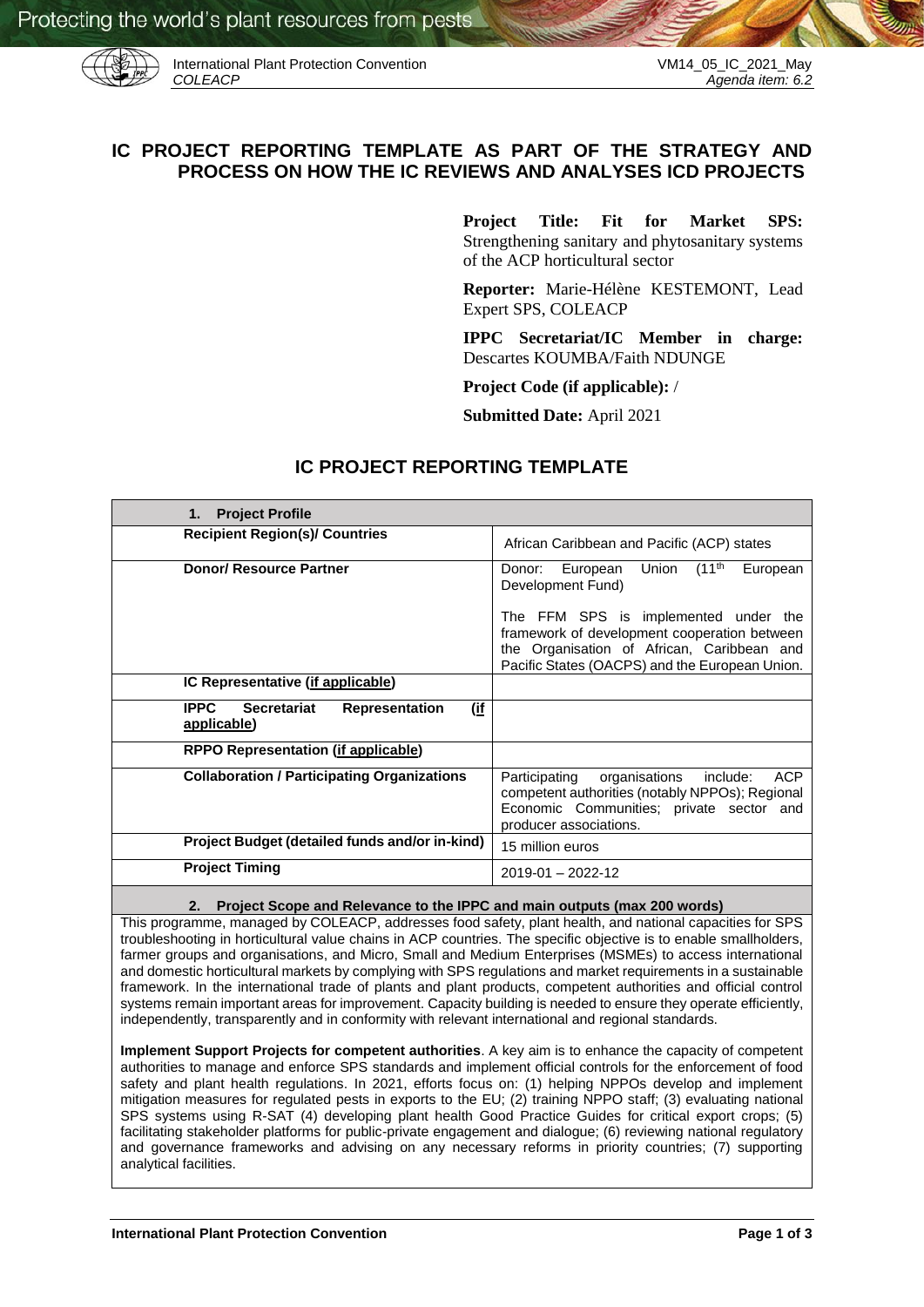# IC PROJECT REPORTING TEMPLATE AS PART OF THE STRATEGY AND PROCESS ON HOW THE IC REVIEWS AND ANALYSES ICD PROJECTS

**Project Title: Fit for Market SPS:** Strengthening sanitary and phytosanitary systems of the ACP horticultural sector

**Reporter:** Marie-Hélène KESTEMONT, Lead Expert SPS, COLEACP

**IPPC Secretariat/IC Member in charge:** Descartes KOUMBA/Faith NDUNGE

**Project Code (if applicable):** /

**Submitted Date:** April 2021

## IC PROJECT REPORTING TEMPLATE

| **1. Project Profile** | |
|---|---|
| **Recipient Region(s)/ Countries** | African Caribbean and Pacific (ACP) states |
| **Donor/ Resource Partner** | Donor: European Union (11th European Development Fund)<br><br>The FFM SPS is implemented under the framework of development cooperation between the Organisation of African, Caribbean and Pacific States (OACPS) and the European Union. |
| **IC Representative (if applicable)** | |
| **IPPC Secretariat Representation (if applicable)** | |
| **RPPO Representation (if applicable)** | |
| **Collaboration / Participating Organizations** | Participating organisations include: ACP competent authorities (notably NPPOs); Regional Economic Communities; private sector and producer associations. |
| **Project Budget (detailed funds and/or in-kind)** | 15 million euros |
| **Project Timing** | 2019-01 – 2022-12 |

**2. Project Scope and Relevance to the IPPC and main outputs (max 200 words)**

This programme, managed by COLEACP, addresses food safety, plant health, and national capacities for SPS troubleshooting in horticultural value chains in ACP countries. The specific objective is to enable smallholders, farmer groups and organisations, and Micro, Small and Medium Enterprises (MSMEs) to access international and domestic horticultural markets by complying with SPS regulations and market requirements in a sustainable framework. In the international trade of plants and plant products, competent authorities and official control systems remain important areas for improvement. Capacity building is needed to ensure they operate efficiently, independently, transparently and in conformity with relevant international and regional standards.

**Implement Support Projects for competent authorities**. A key aim is to enhance the capacity of competent authorities to manage and enforce SPS standards and implement official controls for the enforcement of food safety and plant health regulations. In 2021, efforts focus on: (1) helping NPPOs develop and implement mitigation measures for regulated pests in exports to the EU; (2) training NPPO staff; (3) evaluating national SPS systems using R-SAT (4) developing plant health Good Practice Guides for critical export crops; (5) facilitating stakeholder platforms for public-private engagement and dialogue; (6) reviewing national regulatory and governance frameworks and advising on any necessary reforms in priority countries; (7) supporting analytical facilities.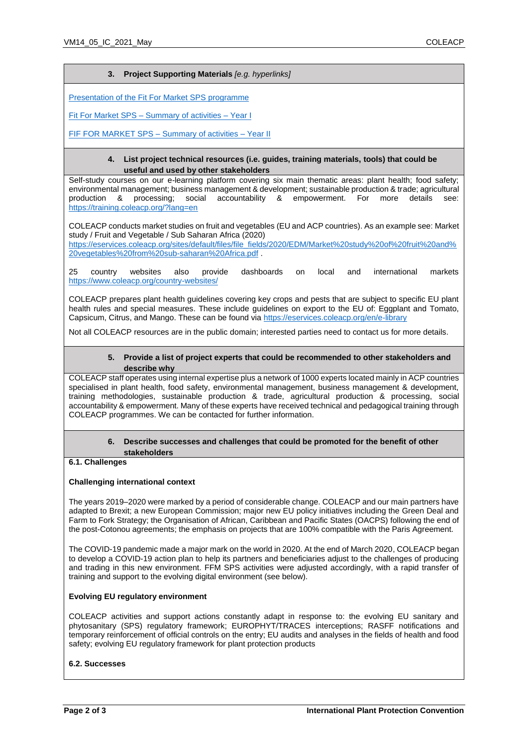### 3. Project Supporting Materials *[e.g. hyperlinks]*

Presentation of the Fit For Market SPS programme

Fit For Market SPS – Summary of activities – Year I

FIF FOR MARKET SPS – Summary of activities – Year II

### 4. List project technical resources (i.e. guides, training materials, tools) that could be useful and used by other stakeholders

Self-study courses on our e-learning platform covering six main thematic areas: plant health; food safety; environmental management; business management & development; sustainable production & trade; agricultural production & processing; social accountability & empowerment. For more details see: https://training.coleacp.org/?lang=en

COLEACP conducts market studies on fruit and vegetables (EU and ACP countries). As an example see: Market study / Fruit and Vegetable / Sub Saharan Africa (2020) https://eservices.coleacp.org/sites/default/files/file_fields/2020/EDM/Market%20study%20of%20fruit%20and%20vegetables%20from%20sub-saharan%20Africa.pdf .

25 country websites also provide dashboards on local and international markets https://www.coleacp.org/country-websites/

COLEACP prepares plant health guidelines covering key crops and pests that are subject to specific EU plant health rules and special measures. These include guidelines on export to the EU of: Eggplant and Tomato, Capsicum, Citrus, and Mango. These can be found via https://eservices.coleacp.org/en/e-library

Not all COLEACP resources are in the public domain; interested parties need to contact us for more details.

### 5. Provide a list of project experts that could be recommended to other stakeholders and describe why

COLEACP staff operates using internal expertise plus a network of 1000 experts located mainly in ACP countries specialised in plant health, food safety, environmental management, business management & development, training methodologies, sustainable production & trade, agricultural production & processing, social accountability & empowerment. Many of these experts have received technical and pedagogical training through COLEACP programmes. We can be contacted for further information.

### 6. Describe successes and challenges that could be promoted for the benefit of other stakeholders

**6.1. Challenges**

**Challenging international context**

The years 2019–2020 were marked by a period of considerable change. COLEACP and our main partners have adapted to Brexit; a new European Commission; major new EU policy initiatives including the Green Deal and Farm to Fork Strategy; the Organisation of African, Caribbean and Pacific States (OACPS) following the end of the post-Cotonou agreements; the emphasis on projects that are 100% compatible with the Paris Agreement.

The COVID-19 pandemic made a major mark on the world in 2020. At the end of March 2020, COLEACP began to develop a COVID-19 action plan to help its partners and beneficiaries adjust to the challenges of producing and trading in this new environment. FFM SPS activities were adjusted accordingly, with a rapid transfer of training and support to the evolving digital environment (see below).

**Evolving EU regulatory environment**

COLEACP activities and support actions constantly adapt in response to: the evolving EU sanitary and phytosanitary (SPS) regulatory framework; EUROPHYT/TRACES interceptions; RASFF notifications and temporary reinforcement of official controls on the entry; EU audits and analyses in the fields of health and food safety; evolving EU regulatory framework for plant protection products

**6.2. Successes**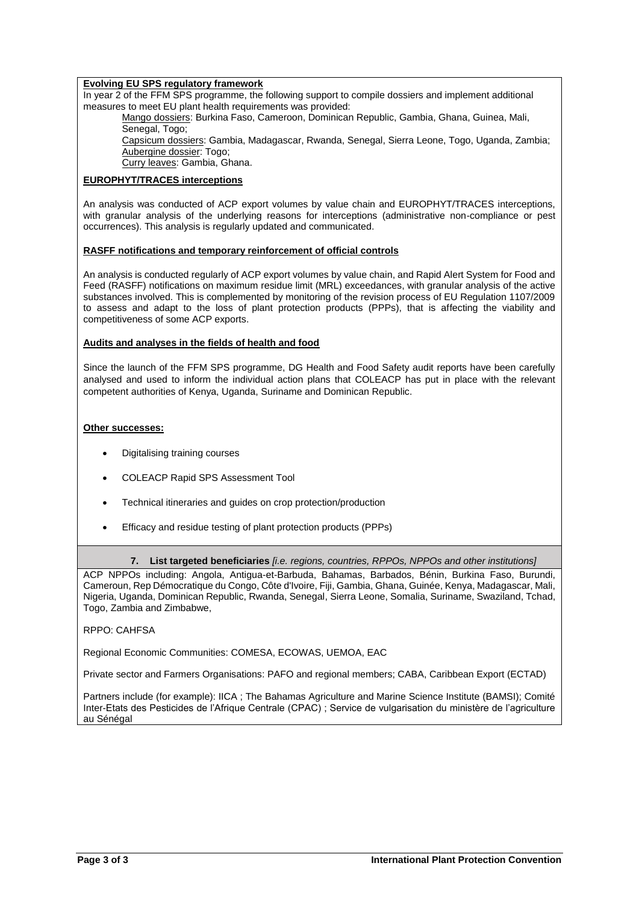**Evolving EU SPS regulatory framework**

In year 2 of the FFM SPS programme, the following support to compile dossiers and implement additional measures to meet EU plant health requirements was provided:

Mango dossiers: Burkina Faso, Cameroon, Dominican Republic, Gambia, Ghana, Guinea, Mali, Senegal, Togo;
Capsicum dossiers: Gambia, Madagascar, Rwanda, Senegal, Sierra Leone, Togo, Uganda, Zambia;
Aubergine dossier: Togo;
Curry leaves: Gambia, Ghana.

**EUROPHYT/TRACES interceptions**

An analysis was conducted of ACP export volumes by value chain and EUROPHYT/TRACES interceptions, with granular analysis of the underlying reasons for interceptions (administrative non-compliance or pest occurrences). This analysis is regularly updated and communicated.

**RASFF notifications and temporary reinforcement of official controls**

An analysis is conducted regularly of ACP export volumes by value chain, and Rapid Alert System for Food and Feed (RASFF) notifications on maximum residue limit (MRL) exceedances, with granular analysis of the active substances involved. This is complemented by monitoring of the revision process of EU Regulation 1107/2009 to assess and adapt to the loss of plant protection products (PPPs), that is affecting the viability and competitiveness of some ACP exports.

**Audits and analyses in the fields of health and food**

Since the launch of the FFM SPS programme, DG Health and Food Safety audit reports have been carefully analysed and used to inform the individual action plans that COLEACP has put in place with the relevant competent authorities of Kenya, Uganda, Suriname and Dominican Republic.

**Other successes:**

- Digitalising training courses
- COLEACP Rapid SPS Assessment Tool
- Technical itineraries and guides on crop protection/production
- Efficacy and residue testing of plant protection products (PPPs)

**7. List targeted beneficiaries** *[i.e. regions, countries, RPPOs, NPPOs and other institutions]*

ACP NPPOs including: Angola, Antigua-et-Barbuda, Bahamas, Barbados, Bénin, Burkina Faso, Burundi, Cameroun, Rep Démocratique du Congo, Côte d'Ivoire, Fiji, Gambia, Ghana, Guinée, Kenya, Madagascar, Mali, Nigeria, Uganda, Dominican Republic, Rwanda, Senegal, Sierra Leone, Somalia, Suriname, Swaziland, Tchad, Togo, Zambia and Zimbabwe,

RPPO: CAHFSA

Regional Economic Communities: COMESA, ECOWAS, UEMOA, EAC

Private sector and Farmers Organisations: PAFO and regional members; CABA, Caribbean Export (ECTAD)

Partners include (for example): IICA ; The Bahamas Agriculture and Marine Science Institute (BAMSI); Comité Inter-Etats des Pesticides de l'Afrique Centrale (CPAC) ; Service de vulgarisation du ministère de l'agriculture au Sénégal